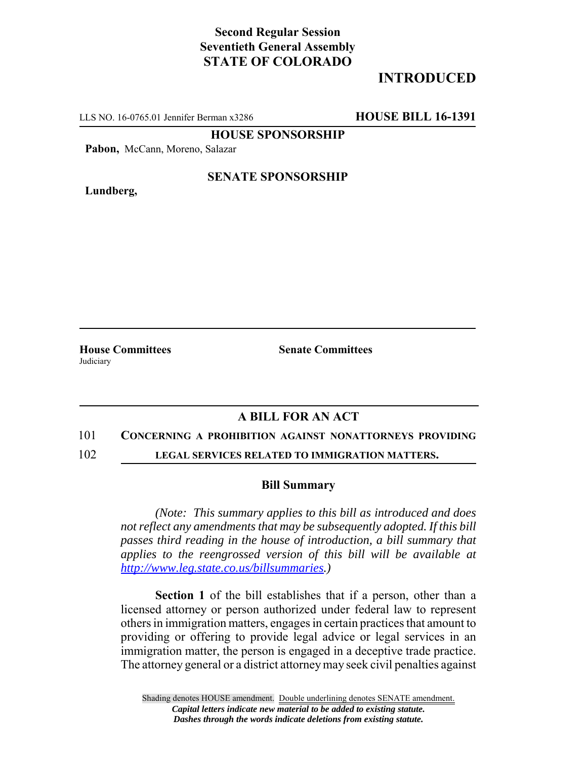**Second Regular Session**
**Seventieth General Assembly**
**STATE OF COLORADO**

# INTRODUCED

LLS NO. 16-0765.01 Jennifer Berman x3286 **HOUSE BILL 16-1391**

**HOUSE SPONSORSHIP**

**Pabon,** McCann, Moreno, Salazar

**SENATE SPONSORSHIP**

**Lundberg,**

**House Committees**
Judiciary

**Senate Committees**

## A BILL FOR AN ACT

101 **CONCERNING A PROHIBITION AGAINST NONATTORNEYS PROVIDING**
102 **LEGAL SERVICES RELATED TO IMMIGRATION MATTERS.**

### Bill Summary

*(Note: This summary applies to this bill as introduced and does not reflect any amendments that may be subsequently adopted. If this bill passes third reading in the house of introduction, a bill summary that applies to the reengrossed version of this bill will be available at http://www.leg.state.co.us/billsummaries.)*

**Section 1** of the bill establishes that if a person, other than a licensed attorney or person authorized under federal law to represent others in immigration matters, engages in certain practices that amount to providing or offering to provide legal advice or legal services in an immigration matter, the person is engaged in a deceptive trade practice. The attorney general or a district attorney may seek civil penalties against

Shading denotes HOUSE amendment. Double underlining denotes SENATE amendment.
*Capital letters indicate new material to be added to existing statute.*
*Dashes through the words indicate deletions from existing statute.*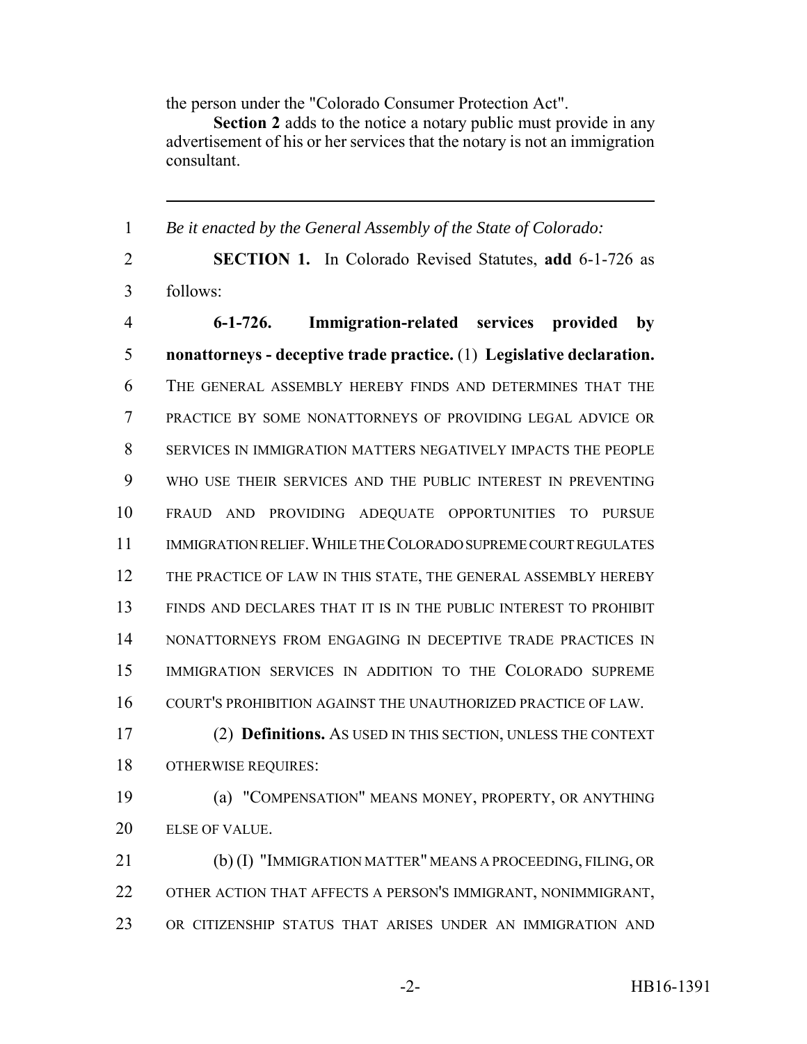the person under the "Colorado Consumer Protection Act".

**Section 2** adds to the notice a notary public must provide in any advertisement of his or her services that the notary is not an immigration consultant.

---

1 *Be it enacted by the General Assembly of the State of Colorado:*

2 **SECTION 1.** In Colorado Revised Statutes, **add** 6-1-726 as
3 follows:

4 **6-1-726. Immigration-related services provided by**
5 **nonattorneys - deceptive trade practice.** (1) **Legislative declaration.**
6 THE GENERAL ASSEMBLY HEREBY FINDS AND DETERMINES THAT THE
7 PRACTICE BY SOME NONATTORNEYS OF PROVIDING LEGAL ADVICE OR
8 SERVICES IN IMMIGRATION MATTERS NEGATIVELY IMPACTS THE PEOPLE
9 WHO USE THEIR SERVICES AND THE PUBLIC INTEREST IN PREVENTING
10 FRAUD AND PROVIDING ADEQUATE OPPORTUNITIES TO PURSUE
11 IMMIGRATION RELIEF. WHILE THE COLORADO SUPREME COURT REGULATES
12 THE PRACTICE OF LAW IN THIS STATE, THE GENERAL ASSEMBLY HEREBY
13 FINDS AND DECLARES THAT IT IS IN THE PUBLIC INTEREST TO PROHIBIT
14 NONATTORNEYS FROM ENGAGING IN DECEPTIVE TRADE PRACTICES IN
15 IMMIGRATION SERVICES IN ADDITION TO THE COLORADO SUPREME
16 COURT'S PROHIBITION AGAINST THE UNAUTHORIZED PRACTICE OF LAW.

17 (2) **Definitions.** AS USED IN THIS SECTION, UNLESS THE CONTEXT
18 OTHERWISE REQUIRES:

19 (a) "COMPENSATION" MEANS MONEY, PROPERTY, OR ANYTHING
20 ELSE OF VALUE.

21 (b) (I) "IMMIGRATION MATTER" MEANS A PROCEEDING, FILING, OR
22 OTHER ACTION THAT AFFECTS A PERSON'S IMMIGRANT, NONIMMIGRANT,
23 OR CITIZENSHIP STATUS THAT ARISES UNDER AN IMMIGRATION AND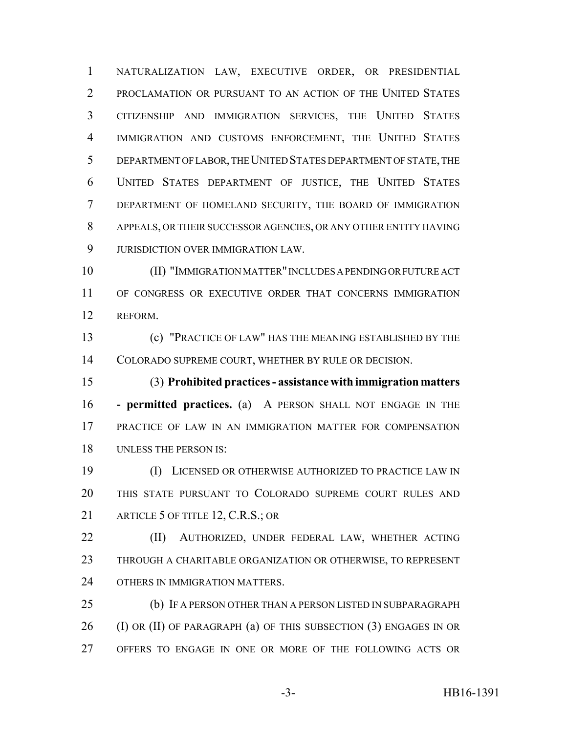NATURALIZATION LAW, EXECUTIVE ORDER, OR PRESIDENTIAL PROCLAMATION OR PURSUANT TO AN ACTION OF THE UNITED STATES CITIZENSHIP AND IMMIGRATION SERVICES, THE UNITED STATES IMMIGRATION AND CUSTOMS ENFORCEMENT, THE UNITED STATES DEPARTMENT OF LABOR, THE UNITED STATES DEPARTMENT OF STATE, THE UNITED STATES DEPARTMENT OF JUSTICE, THE UNITED STATES DEPARTMENT OF HOMELAND SECURITY, THE BOARD OF IMMIGRATION APPEALS, OR THEIR SUCCESSOR AGENCIES, OR ANY OTHER ENTITY HAVING JURISDICTION OVER IMMIGRATION LAW.

(II) "IMMIGRATION MATTER" INCLUDES A PENDING OR FUTURE ACT OF CONGRESS OR EXECUTIVE ORDER THAT CONCERNS IMMIGRATION REFORM.

(c) "PRACTICE OF LAW" HAS THE MEANING ESTABLISHED BY THE COLORADO SUPREME COURT, WHETHER BY RULE OR DECISION.

(3) **Prohibited practices - assistance with immigration matters - permitted practices.** (a) A PERSON SHALL NOT ENGAGE IN THE PRACTICE OF LAW IN AN IMMIGRATION MATTER FOR COMPENSATION UNLESS THE PERSON IS:

(I) LICENSED OR OTHERWISE AUTHORIZED TO PRACTICE LAW IN THIS STATE PURSUANT TO COLORADO SUPREME COURT RULES AND ARTICLE 5 OF TITLE 12, C.R.S.; OR

(II) AUTHORIZED, UNDER FEDERAL LAW, WHETHER ACTING THROUGH A CHARITABLE ORGANIZATION OR OTHERWISE, TO REPRESENT OTHERS IN IMMIGRATION MATTERS.

(b) IF A PERSON OTHER THAN A PERSON LISTED IN SUBPARAGRAPH (I) OR (II) OF PARAGRAPH (a) OF THIS SUBSECTION (3) ENGAGES IN OR OFFERS TO ENGAGE IN ONE OR MORE OF THE FOLLOWING ACTS OR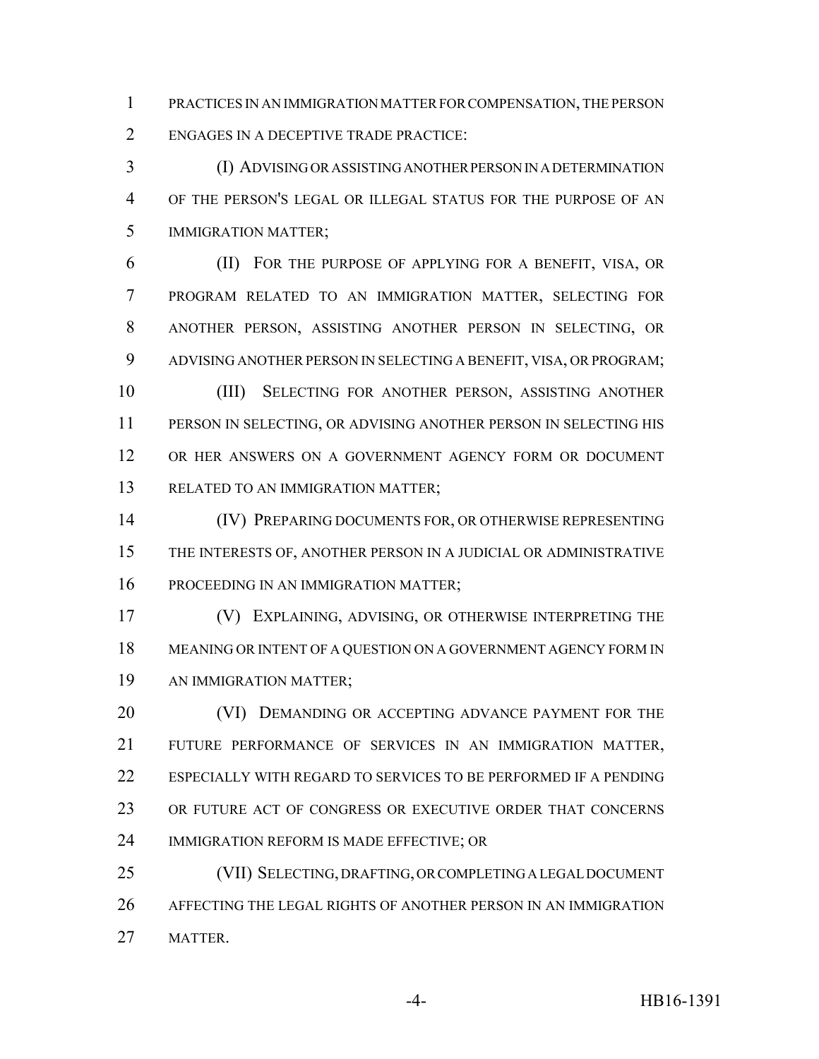PRACTICES IN AN IMMIGRATION MATTER FOR COMPENSATION, THE PERSON ENGAGES IN A DECEPTIVE TRADE PRACTICE:

(I) ADVISING OR ASSISTING ANOTHER PERSON IN A DETERMINATION OF THE PERSON'S LEGAL OR ILLEGAL STATUS FOR THE PURPOSE OF AN IMMIGRATION MATTER;

(II) FOR THE PURPOSE OF APPLYING FOR A BENEFIT, VISA, OR PROGRAM RELATED TO AN IMMIGRATION MATTER, SELECTING FOR ANOTHER PERSON, ASSISTING ANOTHER PERSON IN SELECTING, OR ADVISING ANOTHER PERSON IN SELECTING A BENEFIT, VISA, OR PROGRAM;

(III) SELECTING FOR ANOTHER PERSON, ASSISTING ANOTHER PERSON IN SELECTING, OR ADVISING ANOTHER PERSON IN SELECTING HIS OR HER ANSWERS ON A GOVERNMENT AGENCY FORM OR DOCUMENT RELATED TO AN IMMIGRATION MATTER;

(IV) PREPARING DOCUMENTS FOR, OR OTHERWISE REPRESENTING THE INTERESTS OF, ANOTHER PERSON IN A JUDICIAL OR ADMINISTRATIVE PROCEEDING IN AN IMMIGRATION MATTER;

(V) EXPLAINING, ADVISING, OR OTHERWISE INTERPRETING THE MEANING OR INTENT OF A QUESTION ON A GOVERNMENT AGENCY FORM IN AN IMMIGRATION MATTER;

(VI) DEMANDING OR ACCEPTING ADVANCE PAYMENT FOR THE FUTURE PERFORMANCE OF SERVICES IN AN IMMIGRATION MATTER, ESPECIALLY WITH REGARD TO SERVICES TO BE PERFORMED IF A PENDING OR FUTURE ACT OF CONGRESS OR EXECUTIVE ORDER THAT CONCERNS IMMIGRATION REFORM IS MADE EFFECTIVE; OR

(VII) SELECTING, DRAFTING, OR COMPLETING A LEGAL DOCUMENT AFFECTING THE LEGAL RIGHTS OF ANOTHER PERSON IN AN IMMIGRATION MATTER.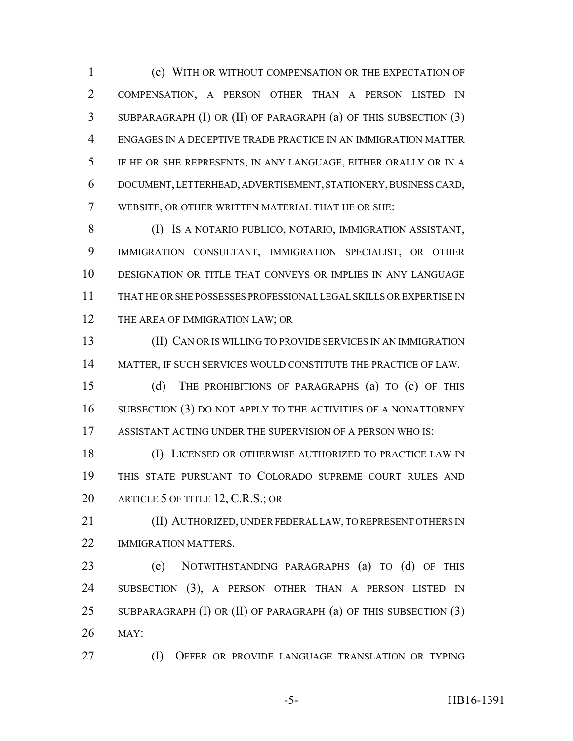(c) WITH OR WITHOUT COMPENSATION OR THE EXPECTATION OF COMPENSATION, A PERSON OTHER THAN A PERSON LISTED IN SUBPARAGRAPH (I) OR (II) OF PARAGRAPH (a) OF THIS SUBSECTION (3) ENGAGES IN A DECEPTIVE TRADE PRACTICE IN AN IMMIGRATION MATTER IF HE OR SHE REPRESENTS, IN ANY LANGUAGE, EITHER ORALLY OR IN A DOCUMENT, LETTERHEAD, ADVERTISEMENT, STATIONERY, BUSINESS CARD, WEBSITE, OR OTHER WRITTEN MATERIAL THAT HE OR SHE:

(I) IS A NOTARIO PUBLICO, NOTARIO, IMMIGRATION ASSISTANT, IMMIGRATION CONSULTANT, IMMIGRATION SPECIALIST, OR OTHER DESIGNATION OR TITLE THAT CONVEYS OR IMPLIES IN ANY LANGUAGE THAT HE OR SHE POSSESSES PROFESSIONAL LEGAL SKILLS OR EXPERTISE IN THE AREA OF IMMIGRATION LAW; OR

(II) CAN OR IS WILLING TO PROVIDE SERVICES IN AN IMMIGRATION MATTER, IF SUCH SERVICES WOULD CONSTITUTE THE PRACTICE OF LAW.

(d) THE PROHIBITIONS OF PARAGRAPHS (a) TO (c) OF THIS SUBSECTION (3) DO NOT APPLY TO THE ACTIVITIES OF A NONATTORNEY ASSISTANT ACTING UNDER THE SUPERVISION OF A PERSON WHO IS:

(I) LICENSED OR OTHERWISE AUTHORIZED TO PRACTICE LAW IN THIS STATE PURSUANT TO COLORADO SUPREME COURT RULES AND ARTICLE 5 OF TITLE 12, C.R.S.; OR

(II) AUTHORIZED, UNDER FEDERAL LAW, TO REPRESENT OTHERS IN IMMIGRATION MATTERS.

(e) NOTWITHSTANDING PARAGRAPHS (a) TO (d) OF THIS SUBSECTION (3), A PERSON OTHER THAN A PERSON LISTED IN SUBPARAGRAPH (I) OR (II) OF PARAGRAPH (a) OF THIS SUBSECTION (3) MAY:

(I) OFFER OR PROVIDE LANGUAGE TRANSLATION OR TYPING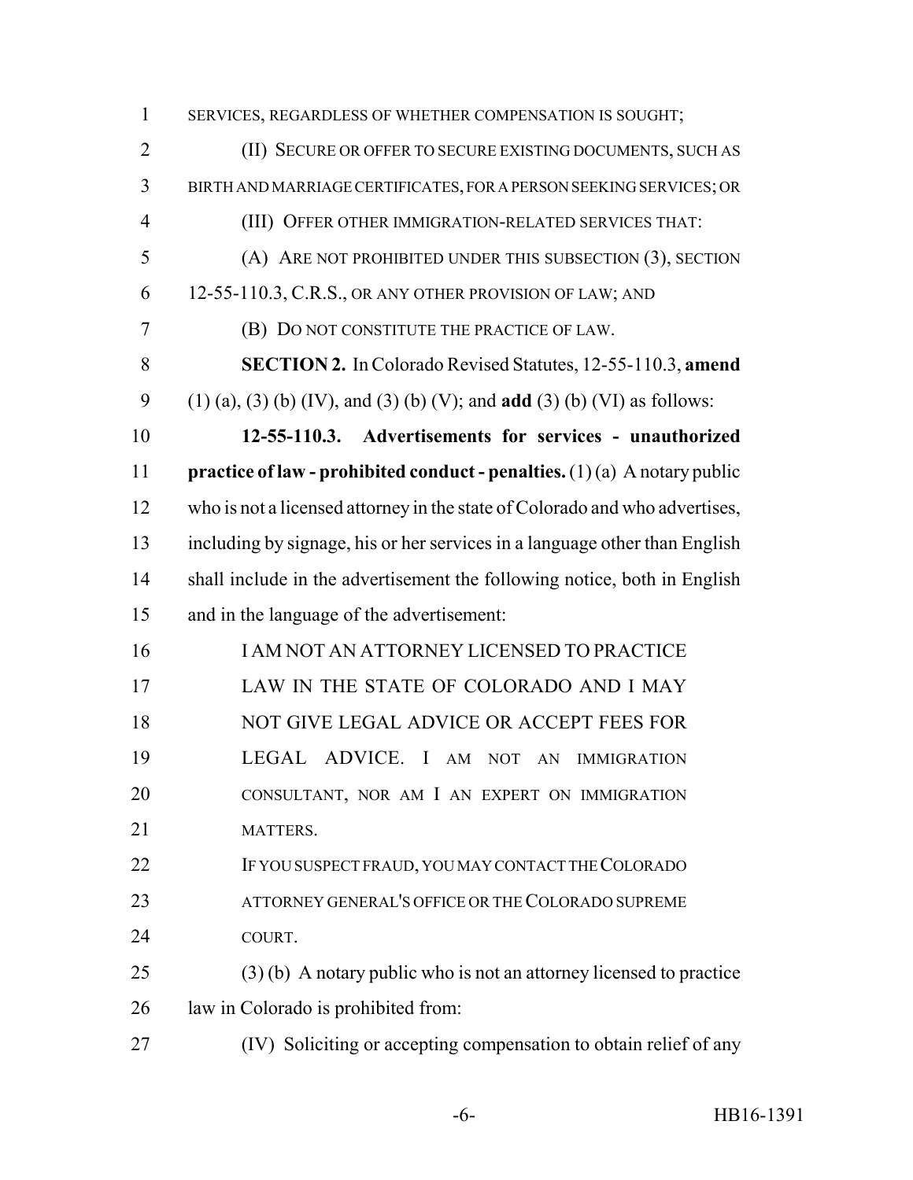SERVICES, REGARDLESS OF WHETHER COMPENSATION IS SOUGHT;

(II) SECURE OR OFFER TO SECURE EXISTING DOCUMENTS, SUCH AS BIRTH AND MARRIAGE CERTIFICATES, FOR A PERSON SEEKING SERVICES; OR

(III) OFFER OTHER IMMIGRATION-RELATED SERVICES THAT:

(A) ARE NOT PROHIBITED UNDER THIS SUBSECTION (3), SECTION 12-55-110.3, C.R.S., OR ANY OTHER PROVISION OF LAW; AND

(B) DO NOT CONSTITUTE THE PRACTICE OF LAW.

**SECTION 2.** In Colorado Revised Statutes, 12-55-110.3, **amend** (1) (a), (3) (b) (IV), and (3) (b) (V); and **add** (3) (b) (VI) as follows:

**12-55-110.3. Advertisements for services - unauthorized practice of law - prohibited conduct - penalties.** (1) (a) A notary public who is not a licensed attorney in the state of Colorado and who advertises, including by signage, his or her services in a language other than English shall include in the advertisement the following notice, both in English and in the language of the advertisement:

I AM NOT AN ATTORNEY LICENSED TO PRACTICE LAW IN THE STATE OF COLORADO AND I MAY NOT GIVE LEGAL ADVICE OR ACCEPT FEES FOR LEGAL ADVICE. I AM NOT AN IMMIGRATION CONSULTANT, NOR AM I AN EXPERT ON IMMIGRATION MATTERS.

IF YOU SUSPECT FRAUD, YOU MAY CONTACT THE COLORADO ATTORNEY GENERAL'S OFFICE OR THE COLORADO SUPREME COURT.

(3) (b) A notary public who is not an attorney licensed to practice law in Colorado is prohibited from:

(IV) Soliciting or accepting compensation to obtain relief of any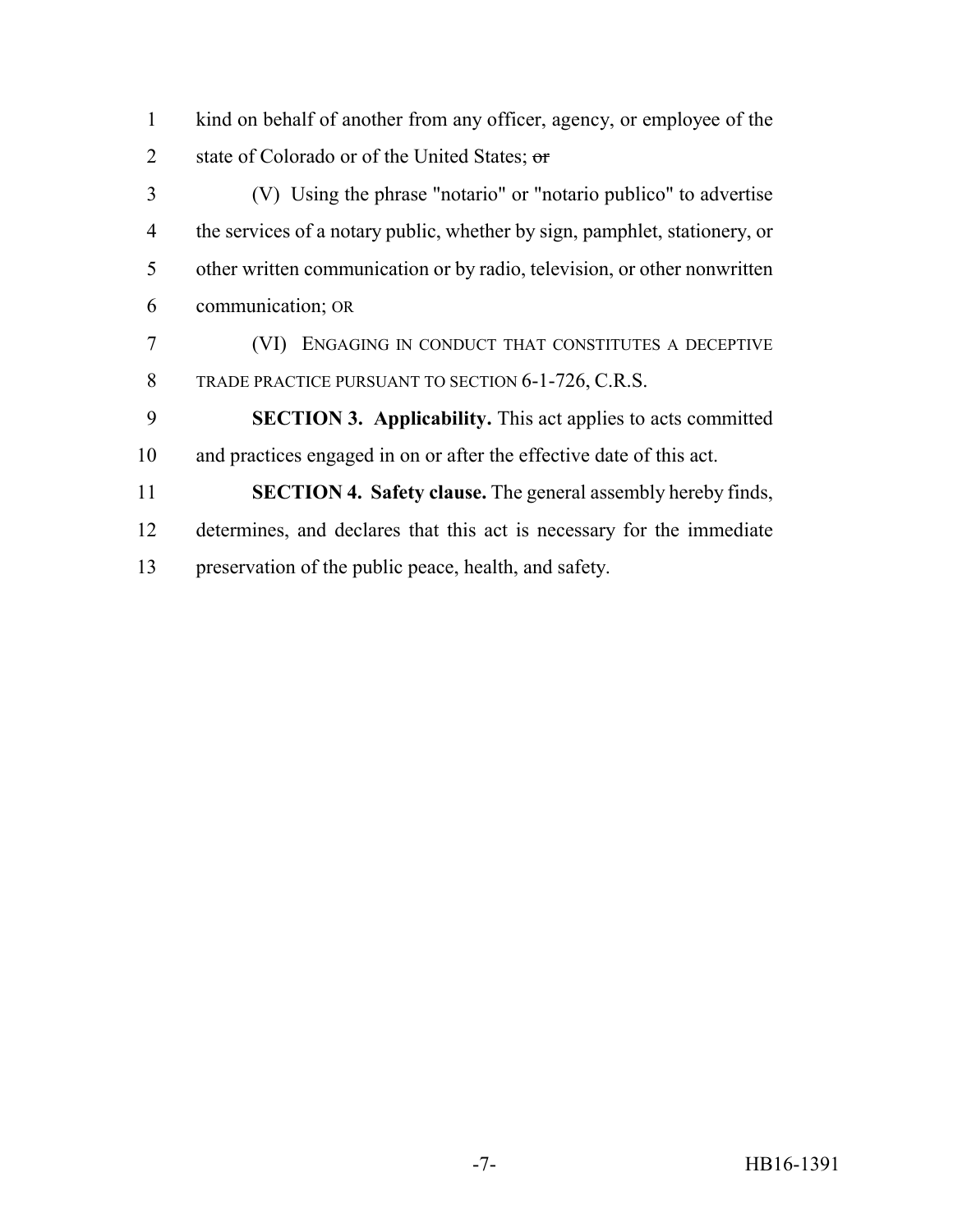1 kind on behalf of another from any officer, agency, or employee of the
2 state of Colorado or of the United States; ~~or~~

3 (V) Using the phrase "notario" or "notario publico" to advertise
4 the services of a notary public, whether by sign, pamphlet, stationery, or
5 other written communication or by radio, television, or other nonwritten
6 communication; OR

7 (VI) ENGAGING IN CONDUCT THAT CONSTITUTES A DECEPTIVE
8 TRADE PRACTICE PURSUANT TO SECTION 6-1-726, C.R.S.

9 **SECTION 3. Applicability.** This act applies to acts committed
10 and practices engaged in on or after the effective date of this act.

11 **SECTION 4. Safety clause.** The general assembly hereby finds,
12 determines, and declares that this act is necessary for the immediate
13 preservation of the public peace, health, and safety.